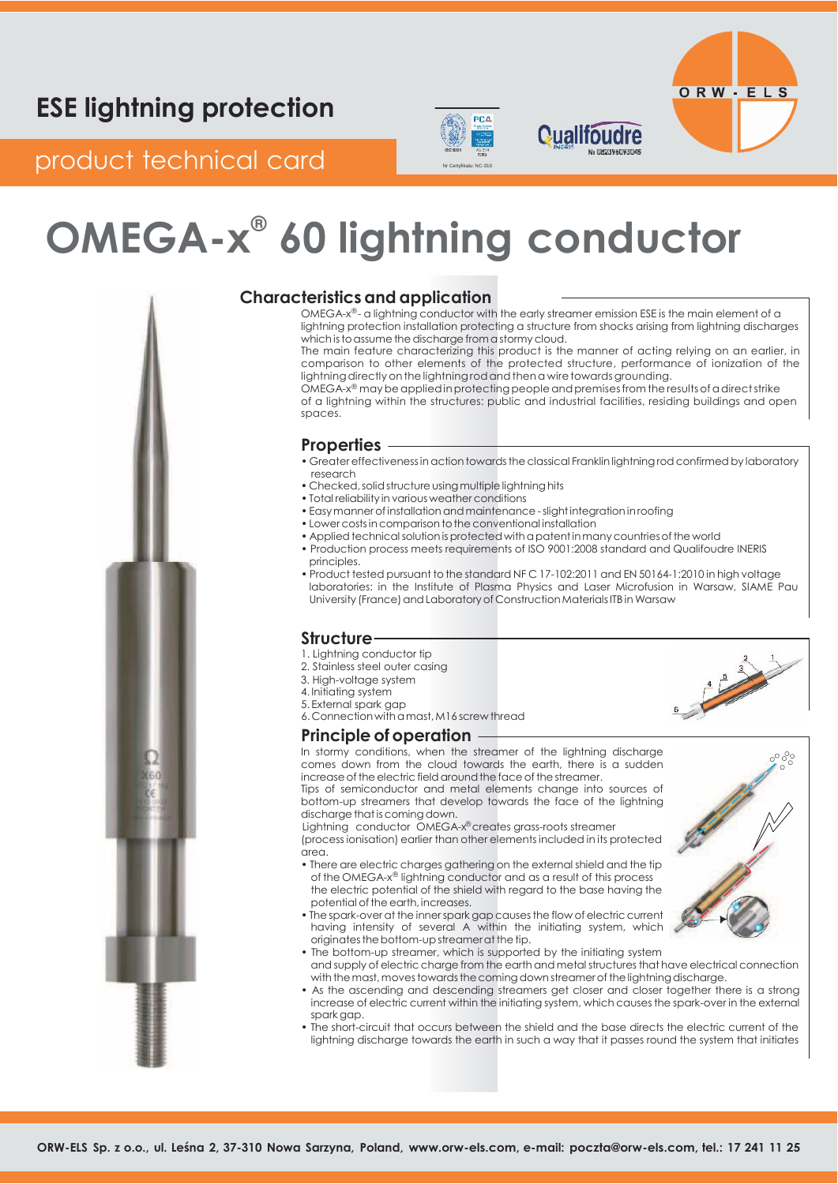# ESE lightning protection

product technical card

# OMEGA-x® 60 lightning conductor

## Characteristics and application

OMEGA-x® - a lightning conductor with the early streamer emission ESE is the main element of a lightning protection installation protecting a structure from shocks arising from lightning discharges which is to assume the discharge from a stormy cloud.

The main feature characterizing this product is the manner of acting relying on an earlier, in comparison to other elements of the protected structure, performance of ionization of the lightning directly on the lightning rod and then a wire towards grounding.

OMEGA-x® may be applied in protecting people and premises from the results of a direct strike of a lightning within the structures: public and industrial facilities, residing buildings and open spaces.

## Properties

- Greater effectiveness in action towards the classical Franklin lightning rod confirmed by laboratory research
- Checked, solid structure using multiple lightning hits
- Total reliability in various weather conditions
- Easy manner of installation and maintenance - slight integration in roofing
- Lower costs in comparison to the conventional installation
- Applied technical solution is protected with a patent in many countries of the world
- Production process meets requirements of ISO 9001:2008 standard and Qualifoudre INERIS principles.
- Product tested pursuant to the standard NF C 17-102:2011 and EN 50164-1:2010 in high voltage laboratories: in the Institute of Plasma Physics and Laser Microfusion in Warsaw, SIAME Pau University (France) and Laboratory of Construction Materials ITB in Warsaw

## Structure

1. Lightning conductor tip
2. Stainless steel outer casing
3. High-voltage system
4. Initiating system
5. External spark gap
6. Connection with a mast, M16 screw thread

## Principle of operation

In stormy conditions, when the streamer of the lightning discharge comes down from the cloud towards the earth, there is a sudden increase of the electric field around the face of the streamer.

Tips of semiconductor and metal elements change into sources of bottom-up streamers that develop towards the face of the lightning discharge that is coming down.

Lightning conductor OMEGA-x® creates grass-roots streamer (process ionisation) earlier than other elements included in its protected area.

- There are electric charges gathering on the external shield and the tip of the OMEGA-x® lightning conductor and as a result of this process the electric potential of the shield with regard to the base having the potential of the earth, increases.
- The spark-over at the inner spark gap causes the flow of electric current having intensity of several A within the initiating system, which originates the bottom-up streamer at the tip.
- The bottom-up streamer, which is supported by the initiating system and supply of electric charge from the earth and metal structures that have electrical connection with the mast, moves towards the coming down streamer of the lightning discharge.
- As the ascending and descending streamers get closer and closer together there is a strong increase of electric current within the initiating system, which causes the spark-over in the external spark gap.
- The short-circuit that occurs between the shield and the base directs the electric current of the lightning discharge towards the earth in such a way that it passes round the system that initiates

ORW-ELS Sp. z o.o., ul. Leśna 2, 37-310 Nowa Sarzyna, Poland, www.orw-els.com, e-mail: poczta@orw-els.com, tel.: 17 241 11 25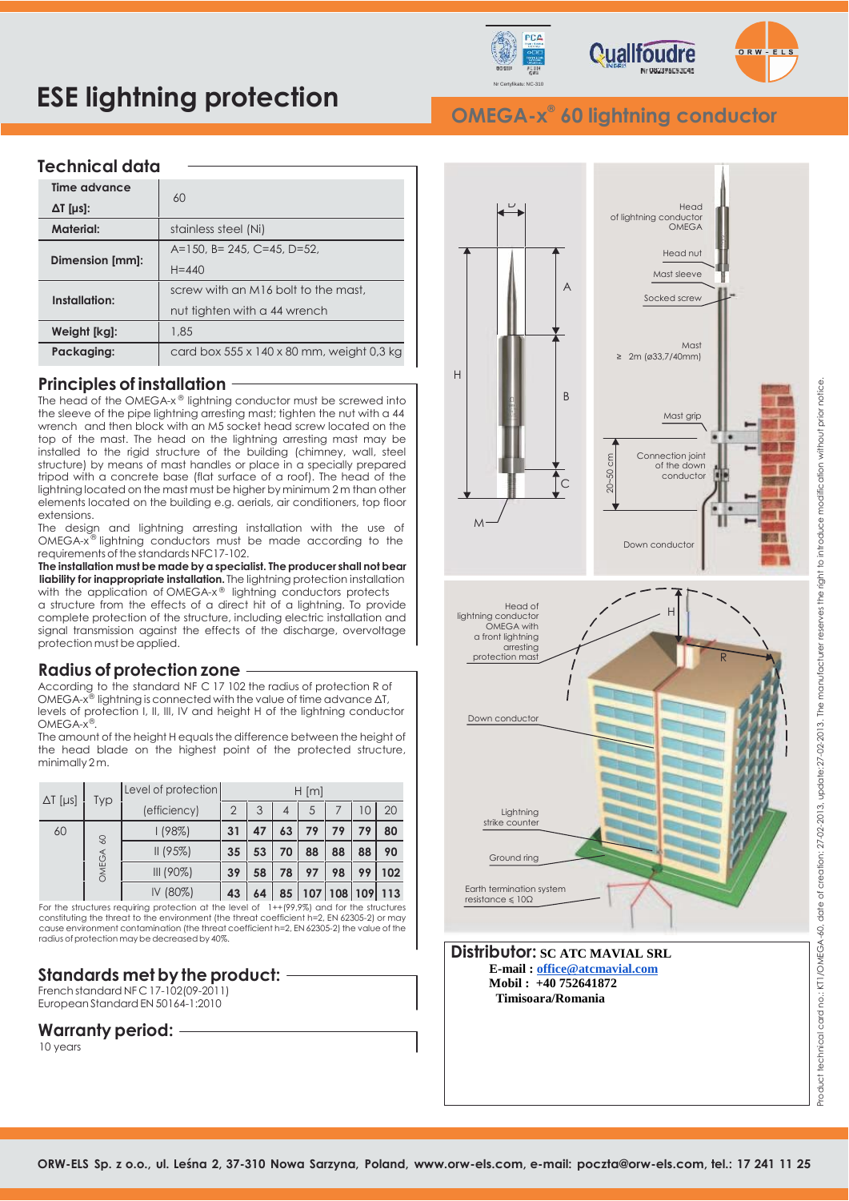# ESE lightning protection

## OMEGA-x® 60 lightning conductor

## Technical data

| | |
|---|---|
| **Time advance ΔT [μs]:** | 60 |
| **Material:** | stainless steel (Ni) |
| **Dimension [mm]:** | A=150, B= 245, C=45, D=52, H=440 |
| **Installation:** | screw with an M16 bolt to the mast, nut tighten with a 44 wrench |
| **Weight [kg]:** | 1,85 |
| **Packaging:** | card box 555 x 140 x 80 mm, weight 0,3 kg |

## Principles of installation

The head of the OMEGA-x® lightning conductor must be screwed into the sleeve of the pipe lightning arresting mast; tighten the nut with a 44 wrench and then block with an M5 socket head screw located on the top of the mast. The head on the lightning arresting mast may be installed to the rigid structure of the building (chimney, wall, steel structure) by means of mast handles or place in a specially prepared tripod with a concrete base (flat surface of a roof). The head of the lightning located on the mast must be higher by minimum 2 m than other elements located on the building e.g. aerials, air conditioners, top floor extensions.

The design and lightning arresting installation with the use of OMEGA-x® lightning conductors must be made according to the requirements of the standards NFC17-102.

**The installation must be made by a specialist. The producer shall not bear liability for inappropriate installation.** The lightning protection installation with the application of OMEGA-x® lightning conductors protects a structure from the effects of a direct hit of a lightning. To provide complete protection of the structure, including electric installation and signal transmission against the effects of the discharge, overvoltage protection must be applied.

## Radius of protection zone

According to the standard NF C 17 102 the radius of protection R of OMEGA-x® lightning is connected with the value of time advance ΔT, levels of protection I, II, III, IV and height H of the lightning conductor OMEGA-x®.

The amount of the height H equals the difference between the height of the head blade on the highest point of the protected structure, minimally 2 m.

| ΔT [μs] | Typ | Level of protection (efficiency) | H [m] 2 | 3 | 4 | 5 | 7 | 10 | 20 |
|---|---|---|---|---|---|---|---|---|---|
| 60 | OMEGA 60 | I (98%) | **31** | **47** | **63** | **79** | **79** | **79** | **80** |
| | | II (95%) | **35** | **53** | **70** | **88** | **88** | **88** | **90** |
| | | III (90%) | **39** | **58** | **78** | **97** | **98** | **99** | **102** |
| | | IV (80%) | **43** | **64** | **85** | **107** | **108** | **109** | **113** |

For the structures requiring protection at the level of 1++(99,9%) and for the structures constituting the threat to the environment (the threat coefficient h=2, EN 62305-2) or may cause environment contamination (the threat coefficient h=2, EN 62305-2) the value of the radius of protection may be decreased by 40%.

## Standards met by the product:

French standard NF C 17-102(09-2011)
European Standard EN 50164-1:2010

## Warranty period:

10 years

D
A
B
C
H
M
Head of lightning conductor OMEGA
Head nut
Mast sleeve
Socked screw
Mast ≥ 2m (ø33,7/40mm)
Mast grip
20-50 cm
Connection joint of the down conductor
Down conductor

Head of lightning conductor OMEGA with a front lightning arresting protection mast
H
R
Down conductor
Lightning strike counter
Ground ring
Earth termination system resistance ≤ 10Ω

**Distributor:** SC ATC MAVIAL SRL
**E-mail :** office@atcmavial.com
**Mobil :** +40 752641872
**Timisoara/Romania**

Product technical card no.: KT/OMEGA-60, date of creation: 27-02-2013, update:27-02-2013. The manufacturer reserves the right to introduce modification without prior notice.

ORW-ELS Sp. z o.o., ul. Leśna 2, 37-310 Nowa Sarzyna, Poland, www.orw-els.com, e-mail: poczta@orw-els.com, tel.: 17 241 11 25